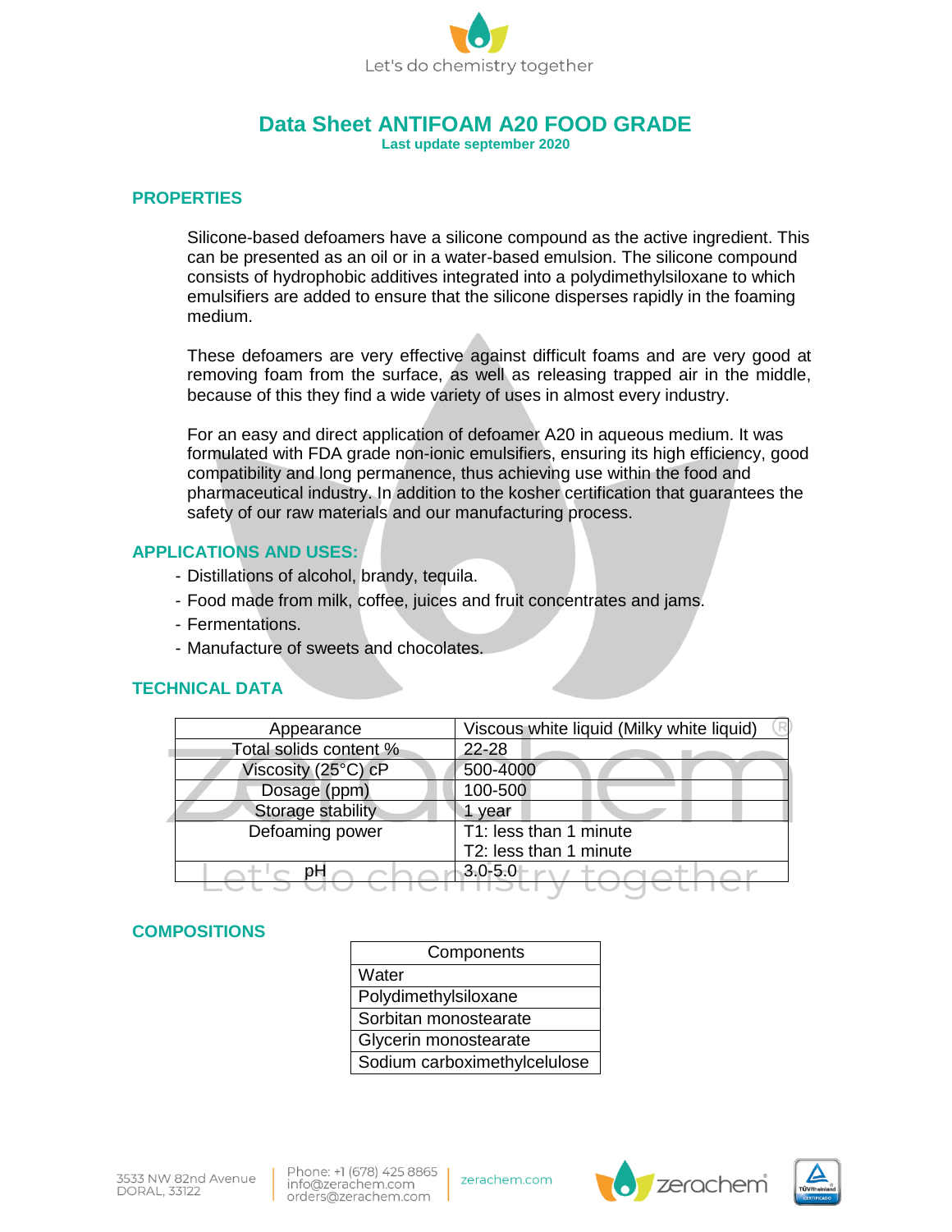# Data Sheet ANTIFOAM A20 FOOD GRADE

**Last update september 2020**

## PROPERTIES

Silicone-based defoamers have a silicone compound as the active ingredient. This can be presented as an oil or in a water-based emulsion. The silicone compound consists of hydrophobic additives integrated into a polydimethylsiloxane to which emulsifiers are added to ensure that the silicone disperses rapidly in the foaming medium.

These defoamers are very effective against difficult foams and are very good at removing foam from the surface, as well as releasing trapped air in the middle, because of this they find a wide variety of uses in almost every industry.

For an easy and direct application of defoamer A20 in aqueous medium. It was formulated with FDA grade non-ionic emulsifiers, ensuring its high efficiency, good compatibility and long permanence, thus achieving use within the food and pharmaceutical industry. In addition to the kosher certification that guarantees the safety of our raw materials and our manufacturing process.

## APPLICATIONS AND USES:

- Distillations of alcohol, brandy, tequila.
- Food made from milk, coffee, juices and fruit concentrates and jams.
- Fermentations.
- Manufacture of sweets and chocolates.

## TECHNICAL DATA

| Appearance | Viscous white liquid (Milky white liquid) |
|---|---|
| Total solids content % | 22-28 |
| Viscosity (25°C) cP | 500-4000 |
| Dosage (ppm) | 100-500 |
| Storage stability | 1 year |
| Defoaming power | T1: less than 1 minute<br>T2: less than 1 minute |
| pH | 3.0-5.0 |

## COMPOSITIONS

| Components |
|---|
| Water |
| Polydimethylsiloxane |
| Sorbitan monostearate |
| Glycerin monostearate |
| Sodium carboximethylcelulose |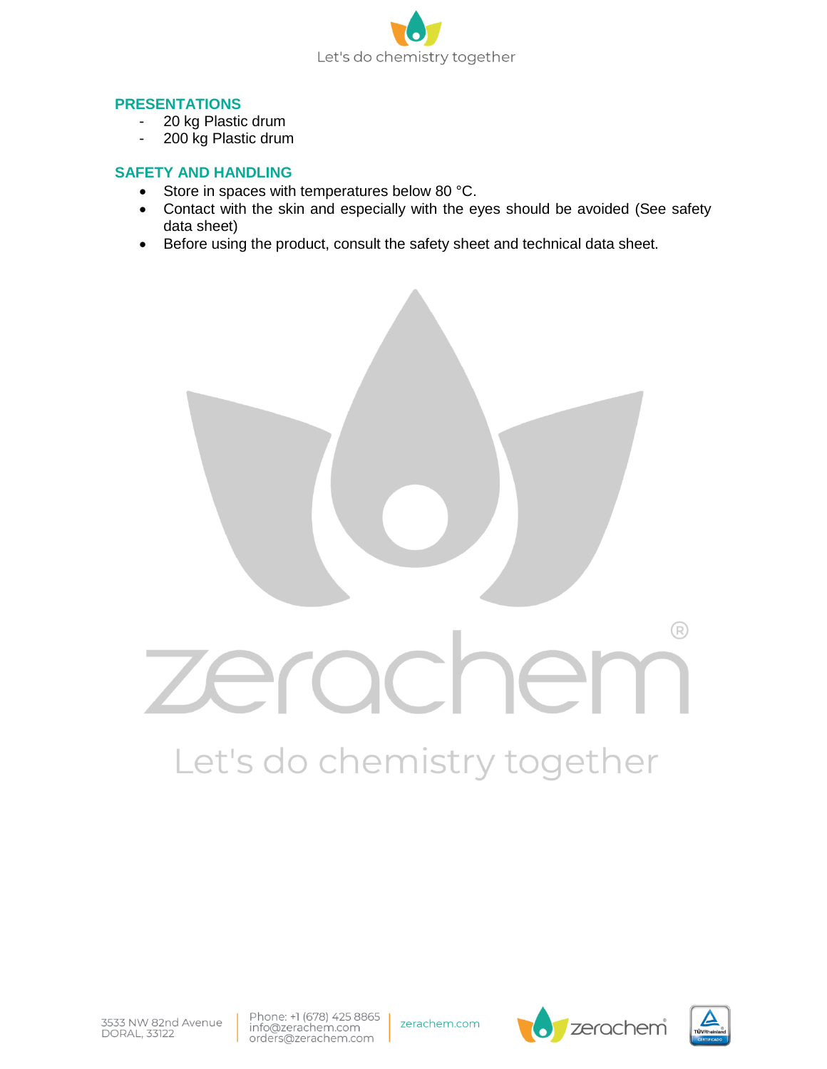## PRESENTATIONS

- 20 kg Plastic drum
- 200 kg Plastic drum

## SAFETY AND HANDLING

- Store in spaces with temperatures below 80 °C.
- Contact with the skin and especially with the eyes should be avoided (See safety data sheet)
- Before using the product, consult the safety sheet and technical data sheet.